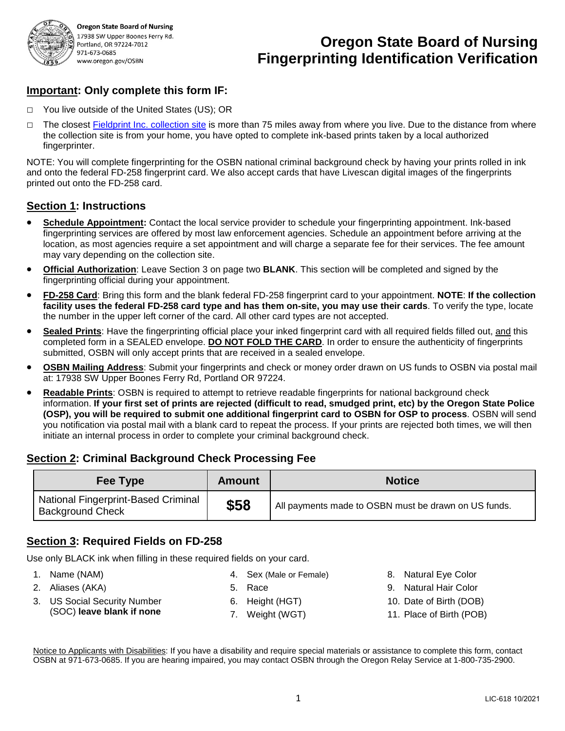Oregon State Board of Nursing
17938 SW Upper Boones Ferry Rd.
Portland, OR 97224-7012
971-673-0685
www.oregon.gov/OSBN

# Oregon State Board of Nursing Fingerprinting Identification Verification

## **Important: Only complete this form IF:**

- □ You live outside of the United States (US); OR
- □ The closest Fieldprint Inc. collection site is more than 75 miles away from where you live. Due to the distance from where the collection site is from your home, you have opted to complete ink-based prints taken by a local authorized fingerprinter.

NOTE: You will complete fingerprinting for the OSBN national criminal background check by having your prints rolled in ink and onto the federal FD-258 fingerprint card. We also accept cards that have Livescan digital images of the fingerprints printed out onto the FD-258 card.

## **Section 1: Instructions**

- **Schedule Appointment:** Contact the local service provider to schedule your fingerprinting appointment. Ink-based fingerprinting services are offered by most law enforcement agencies. Schedule an appointment before arriving at the location, as most agencies require a set appointment and will charge a separate fee for their services. The fee amount may vary depending on the collection site.
- **Official Authorization**: Leave Section 3 on page two **BLANK**. This section will be completed and signed by the fingerprinting official during your appointment.
- **FD-258 Card**: Bring this form and the blank federal FD-258 fingerprint card to your appointment. **NOTE**: **If the collection facility uses the federal FD-258 card type and has them on-site, you may use their cards**. To verify the type, locate the number in the upper left corner of the card. All other card types are not accepted.
- **Sealed Prints**: Have the fingerprinting official place your inked fingerprint card with all required fields filled out, and this completed form in a SEALED envelope. **DO NOT FOLD THE CARD**. In order to ensure the authenticity of fingerprints submitted, OSBN will only accept prints that are received in a sealed envelope.
- **OSBN Mailing Address**: Submit your fingerprints and check or money order drawn on US funds to OSBN via postal mail at: 17938 SW Upper Boones Ferry Rd, Portland OR 97224.
- **Readable Prints**: OSBN is required to attempt to retrieve readable fingerprints for national background check information. **If your first set of prints are rejected (difficult to read, smudged print, etc) by the Oregon State Police (OSP), you will be required to submit one additional fingerprint card to OSBN for OSP to process**. OSBN will send you notification via postal mail with a blank card to repeat the process. If your prints are rejected both times, we will then initiate an internal process in order to complete your criminal background check.

## **Section 2: Criminal Background Check Processing Fee**

| Fee Type | Amount | Notice |
|---|---|---|
| National Fingerprint-Based Criminal Background Check | **$58** | All payments made to OSBN must be drawn on US funds. |

## **Section 3: Required Fields on FD-258**

Use only BLACK ink when filling in these required fields on your card.

1. Name (NAM)
2. Aliases (AKA)
3. US Social Security Number (SOC) **leave blank if none**
4. Sex (Male or Female)
5. Race
6. Height (HGT)
7. Weight (WGT)
8. Natural Eye Color
9. Natural Hair Color
10. Date of Birth (DOB)
11. Place of Birth (POB)

Notice to Applicants with Disabilities: If you have a disability and require special materials or assistance to complete this form, contact OSBN at 971-673-0685. If you are hearing impaired, you may contact OSBN through the Oregon Relay Service at 1-800-735-2900.

LIC-618 10/2021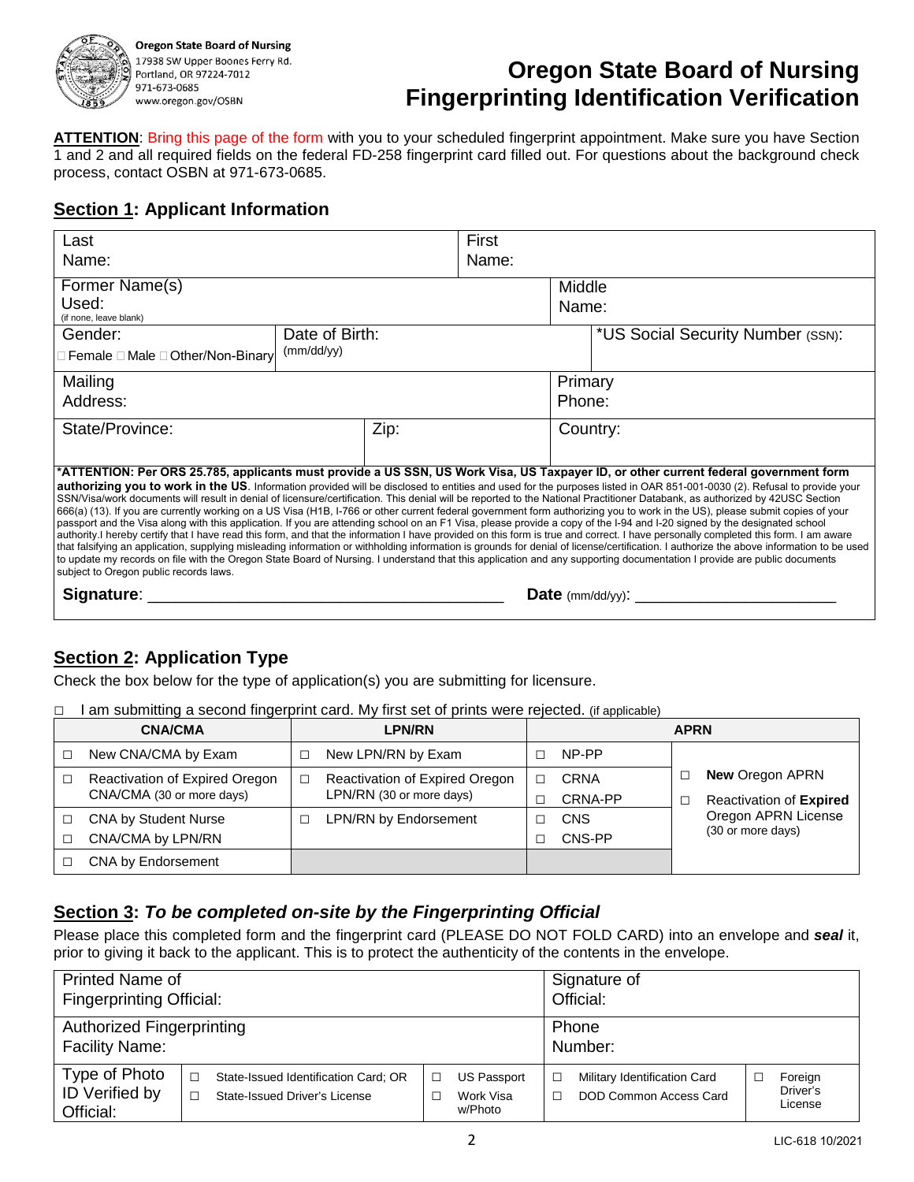Oregon State Board of Nursing
17938 SW Upper Boones Ferry Rd.
Portland, OR 97224-7012
971-673-0685
www.oregon.gov/OSBN

# Oregon State Board of Nursing Fingerprinting Identification Verification

**ATTENTION**: Bring this page of the form with you to your scheduled fingerprint appointment. Make sure you have Section 1 and 2 and all required fields on the federal FD-258 fingerprint card filled out. For questions about the background check process, contact OSBN at 971-673-0685.

## Section 1: Applicant Information

| | | |
|---|---|---|
| Last Name: | | First Name: |
| Former Name(s) Used: (if none, leave blank) | | Middle Name: |
| Gender: ☐ Female ☐ Male ☐ Other/Non-Binary | Date of Birth: (mm/dd/yy) | *US Social Security Number (SSN): |
| Mailing Address: | | Primary Phone: |
| State/Province: | Zip: | Country: |

***ATTENTION: Per ORS 25.785, applicants must provide a US SSN, US Work Visa, US Taxpayer ID, or other current federal government form authorizing you to work in the US**. Information provided will be disclosed to entities and used for the purposes listed in OAR 851-001-0030 (2). Refusal to provide your SSN/Visa/work documents will result in denial of licensure/certification. This denial will be reported to the National Practitioner Databank, as authorized by 42USC Section 666(a) (13). If you are currently working on a US Visa (H1B, I-766 or other current federal government form authorizing you to work in the US), please submit copies of your passport and the Visa along with this application. If you are attending school on an F1 Visa, please provide a copy of the I-94 and I-20 signed by the designated school authority.I hereby certify that I have read this form, and that the information I have provided on this form is true and correct. I have personally completed this form. I am aware that falsifying an application, supplying misleading information or withholding information is grounds for denial of license/certification. I authorize the above information to be used to update my records on file with the Oregon State Board of Nursing. I understand that this application and any supporting documentation I provide are public documents subject to Oregon public records laws.

**Signature**: ________________________________________ **Date** (mm/dd/yy): ______________________

## Section 2: Application Type

Check the box below for the type of application(s) you are submitting for licensure.

☐ I am submitting a second fingerprint card. My first set of prints were rejected. (if applicable)

| CNA/CMA | LPN/RN | APRN | |
|---|---|---|---|
| ☐ New CNA/CMA by Exam | ☐ New LPN/RN by Exam | ☐ NP-PP | ☐ **New** Oregon APRN<br>☐ Reactivation of **Expired** Oregon APRN License (30 or more days) |
| ☐ Reactivation of Expired Oregon CNA/CMA (30 or more days) | ☐ Reactivation of Expired Oregon LPN/RN (30 or more days) | ☐ CRNA<br>☐ CRNA-PP | |
| ☐ CNA by Student Nurse<br>☐ CNA/CMA by LPN/RN | ☐ LPN/RN by Endorsement | ☐ CNS<br>☐ CNS-PP | |
| ☐ CNA by Endorsement | | | |

## Section 3: *To be completed on-site by the Fingerprinting Official*

Please place this completed form and the fingerprint card (PLEASE DO NOT FOLD CARD) into an envelope and ***seal*** it, prior to giving it back to the applicant. This is to protect the authenticity of the contents in the envelope.

| | | | | |
|---|---|---|---|---|
| Printed Name of Fingerprinting Official: | | | Signature of Official: | |
| Authorized Fingerprinting Facility Name: | | | Phone Number: | |
| Type of Photo ID Verified by Official: | ☐ State-Issued Identification Card; OR<br>☐ State-Issued Driver's License | ☐ US Passport<br>☐ Work Visa w/Photo | ☐ Military Identification Card<br>☐ DOD Common Access Card | ☐ Foreign Driver's License |

LIC-618 10/2021